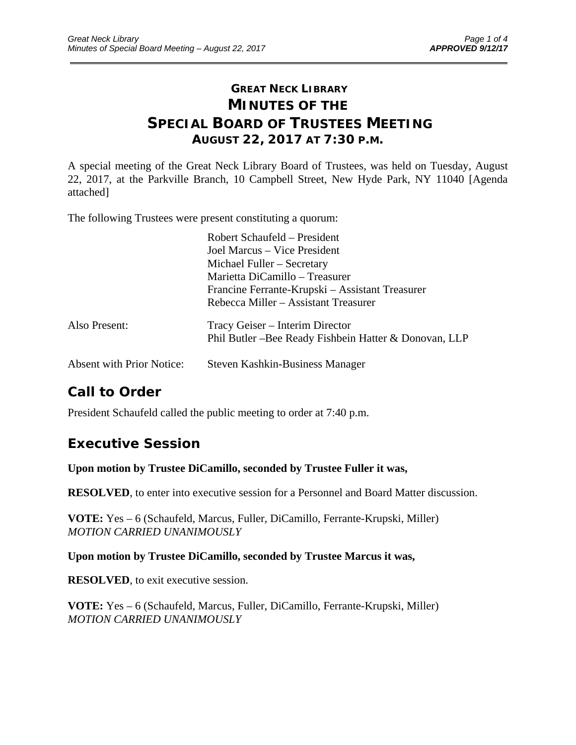# GREAT NECK LIBRARY
# MINUTES OF THE SPECIAL BOARD OF TRUSTEES MEETING
## AUGUST 22, 2017 AT 7:30 P.M.

A special meeting of the Great Neck Library Board of Trustees, was held on Tuesday, August 22, 2017, at the Parkville Branch, 10 Campbell Street, New Hyde Park, NY 11040 [Agenda attached]

The following Trustees were present constituting a quorum:

Robert Schaufeld – President
Joel Marcus – Vice President
Michael Fuller – Secretary
Marietta DiCamillo – Treasurer
Francine Ferrante-Krupski – Assistant Treasurer
Rebecca Miller – Assistant Treasurer

Also Present: Tracy Geiser – Interim Director
Phil Butler –Bee Ready Fishbein Hatter & Donovan, LLP

Absent with Prior Notice: Steven Kashkin-Business Manager

## Call to Order

President Schaufeld called the public meeting to order at 7:40 p.m.

## Executive Session

**Upon motion by Trustee DiCamillo, seconded by Trustee Fuller it was,**

**RESOLVED**, to enter into executive session for a Personnel and Board Matter discussion.

**VOTE:** Yes – 6 (Schaufeld, Marcus, Fuller, DiCamillo, Ferrante-Krupski, Miller)
*MOTION CARRIED UNANIMOUSLY*

**Upon motion by Trustee DiCamillo, seconded by Trustee Marcus it was,**

**RESOLVED**, to exit executive session.

**VOTE:** Yes – 6 (Schaufeld, Marcus, Fuller, DiCamillo, Ferrante-Krupski, Miller)
*MOTION CARRIED UNANIMOUSLY*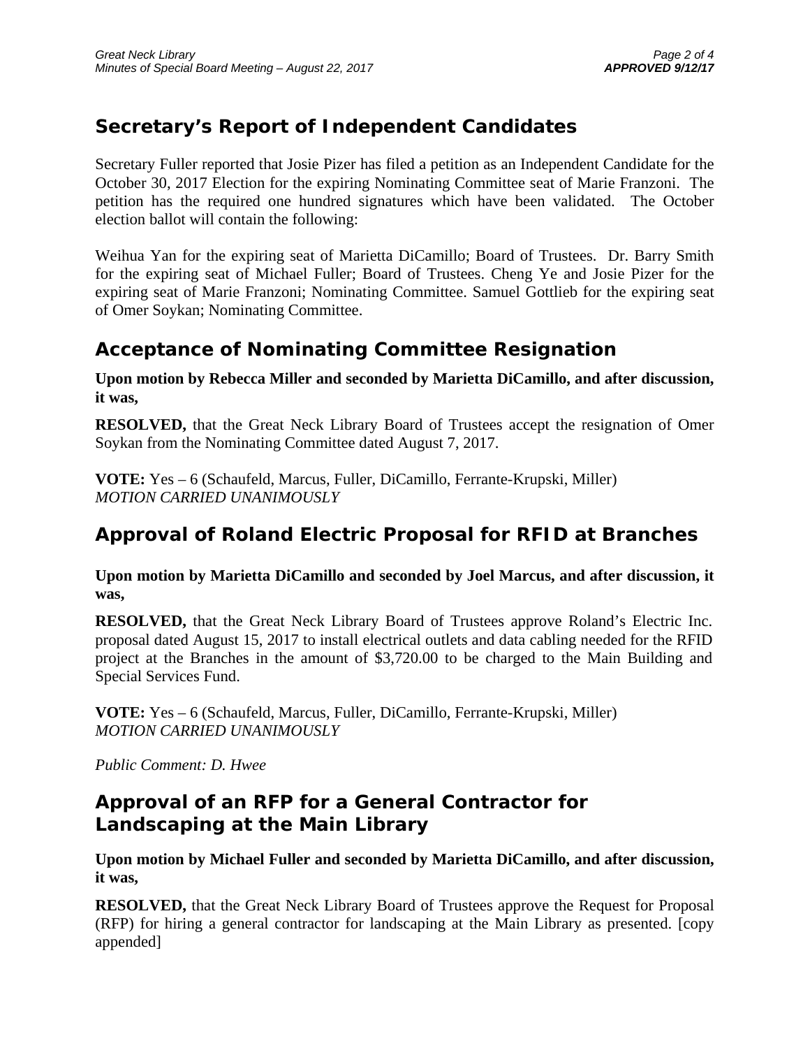## Secretary's Report of Independent Candidates

Secretary Fuller reported that Josie Pizer has filed a petition as an Independent Candidate for the October 30, 2017 Election for the expiring Nominating Committee seat of Marie Franzoni. The petition has the required one hundred signatures which have been validated. The October election ballot will contain the following:

Weihua Yan for the expiring seat of Marietta DiCamillo; Board of Trustees. Dr. Barry Smith for the expiring seat of Michael Fuller; Board of Trustees. Cheng Ye and Josie Pizer for the expiring seat of Marie Franzoni; Nominating Committee. Samuel Gottlieb for the expiring seat of Omer Soykan; Nominating Committee.

## Acceptance of Nominating Committee Resignation

**Upon motion by Rebecca Miller and seconded by Marietta DiCamillo, and after discussion, it was,**

**RESOLVED,** that the Great Neck Library Board of Trustees accept the resignation of Omer Soykan from the Nominating Committee dated August 7, 2017.

**VOTE:** Yes – 6 (Schaufeld, Marcus, Fuller, DiCamillo, Ferrante-Krupski, Miller)
*MOTION CARRIED UNANIMOUSLY*

## Approval of Roland Electric Proposal for RFID at Branches

**Upon motion by Marietta DiCamillo and seconded by Joel Marcus, and after discussion, it was,**

**RESOLVED,** that the Great Neck Library Board of Trustees approve Roland's Electric Inc. proposal dated August 15, 2017 to install electrical outlets and data cabling needed for the RFID project at the Branches in the amount of $3,720.00 to be charged to the Main Building and Special Services Fund.

**VOTE:** Yes – 6 (Schaufeld, Marcus, Fuller, DiCamillo, Ferrante-Krupski, Miller)
*MOTION CARRIED UNANIMOUSLY*

*Public Comment: D. Hwee*

## Approval of an RFP for a General Contractor for Landscaping at the Main Library

**Upon motion by Michael Fuller and seconded by Marietta DiCamillo, and after discussion, it was,**

**RESOLVED,** that the Great Neck Library Board of Trustees approve the Request for Proposal (RFP) for hiring a general contractor for landscaping at the Main Library as presented. [copy appended]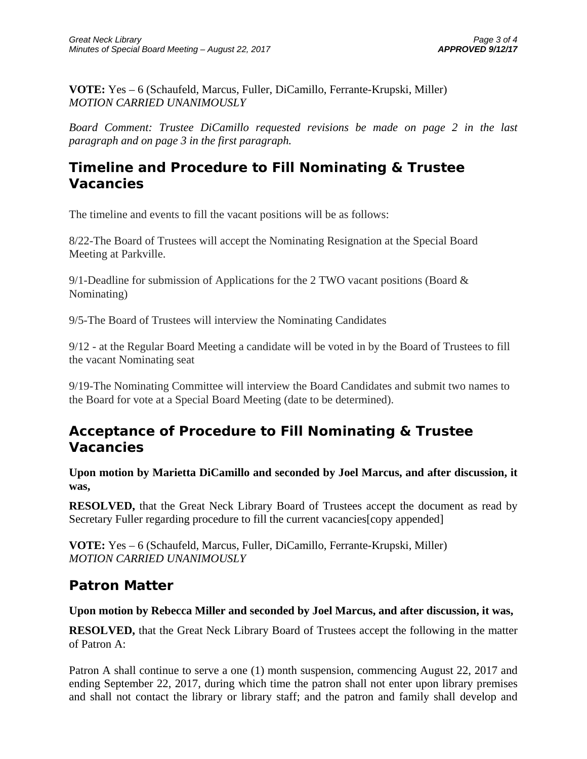**VOTE:** Yes – 6 (Schaufeld, Marcus, Fuller, DiCamillo, Ferrante-Krupski, Miller)
*MOTION CARRIED UNANIMOUSLY*

*Board Comment: Trustee DiCamillo requested revisions be made on page 2 in the last paragraph and on page 3 in the first paragraph.*

## Timeline and Procedure to Fill Nominating & Trustee Vacancies

The timeline and events to fill the vacant positions will be as follows:

8/22-The Board of Trustees will accept the Nominating Resignation at the Special Board Meeting at Parkville.

9/1-Deadline for submission of Applications for the 2 TWO vacant positions (Board & Nominating)

9/5-The Board of Trustees will interview the Nominating Candidates

9/12 - at the Regular Board Meeting a candidate will be voted in by the Board of Trustees to fill the vacant Nominating seat

9/19-The Nominating Committee will interview the Board Candidates and submit two names to the Board for vote at a Special Board Meeting (date to be determined).

## Acceptance of Procedure to Fill Nominating & Trustee Vacancies

**Upon motion by Marietta DiCamillo and seconded by Joel Marcus, and after discussion, it was,**

**RESOLVED,** that the Great Neck Library Board of Trustees accept the document as read by Secretary Fuller regarding procedure to fill the current vacancies[copy appended]

**VOTE:** Yes – 6 (Schaufeld, Marcus, Fuller, DiCamillo, Ferrante-Krupski, Miller)
*MOTION CARRIED UNANIMOUSLY*

## Patron Matter

**Upon motion by Rebecca Miller and seconded by Joel Marcus, and after discussion, it was,**

**RESOLVED,** that the Great Neck Library Board of Trustees accept the following in the matter of Patron A:

Patron A shall continue to serve a one (1) month suspension, commencing August 22, 2017 and ending September 22, 2017, during which time the patron shall not enter upon library premises and shall not contact the library or library staff; and the patron and family shall develop and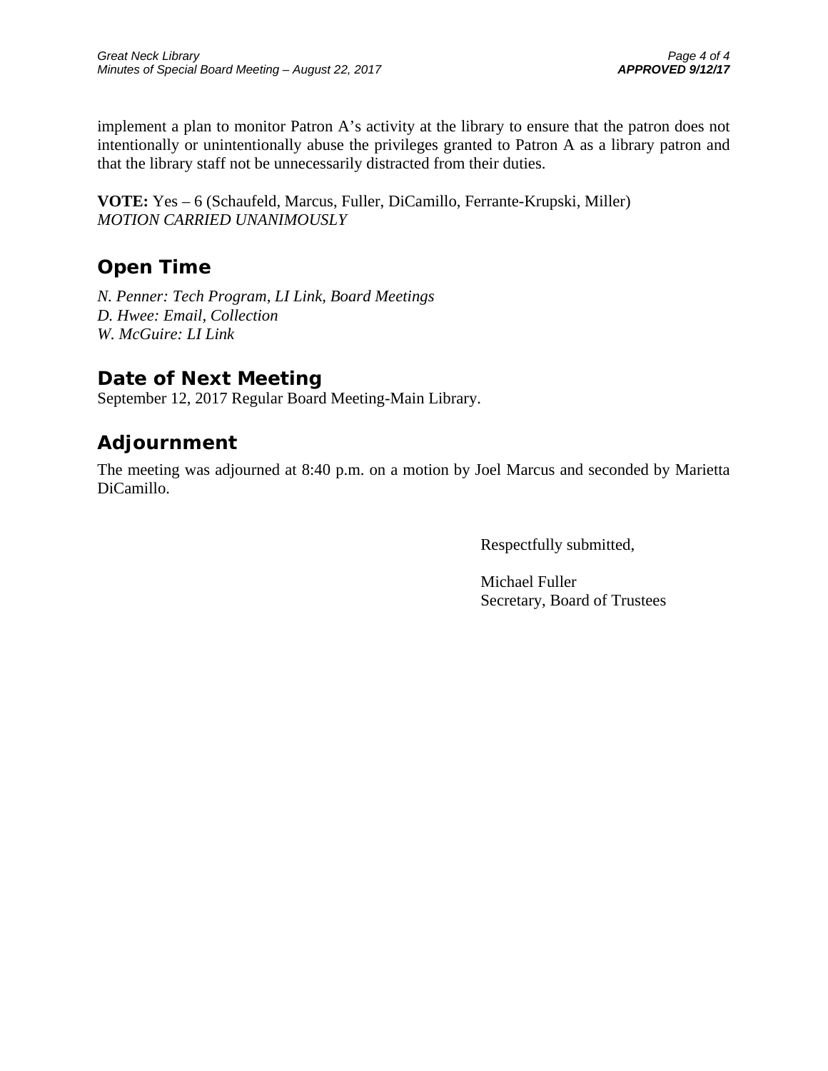implement a plan to monitor Patron A's activity at the library to ensure that the patron does not intentionally or unintentionally abuse the privileges granted to Patron A as a library patron and that the library staff not be unnecessarily distracted from their duties.

**VOTE:** Yes – 6 (Schaufeld, Marcus, Fuller, DiCamillo, Ferrante-Krupski, Miller)
*MOTION CARRIED UNANIMOUSLY*

## Open Time

*N. Penner: Tech Program, LI Link, Board Meetings*
*D. Hwee: Email, Collection*
*W. McGuire: LI Link*

## Date of Next Meeting

September 12, 2017 Regular Board Meeting-Main Library.

## Adjournment

The meeting was adjourned at 8:40 p.m. on a motion by Joel Marcus and seconded by Marietta DiCamillo.

Respectfully submitted,

Michael Fuller
Secretary, Board of Trustees